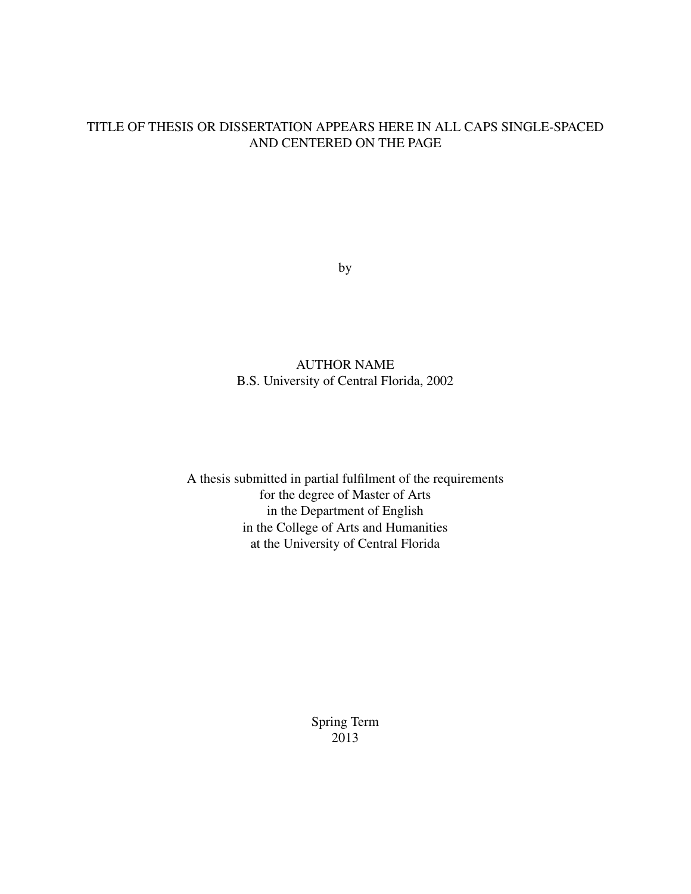TITLE OF THESIS OR DISSERTATION APPEARS HERE IN ALL CAPS SINGLE-SPACED AND CENTERED ON THE PAGE

by

AUTHOR NAME
B.S. University of Central Florida, 2002

A thesis submitted in partial fulfilment of the requirements
for the degree of Master of Arts
in the Department of English
in the College of Arts and Humanities
at the University of Central Florida

Spring Term
2013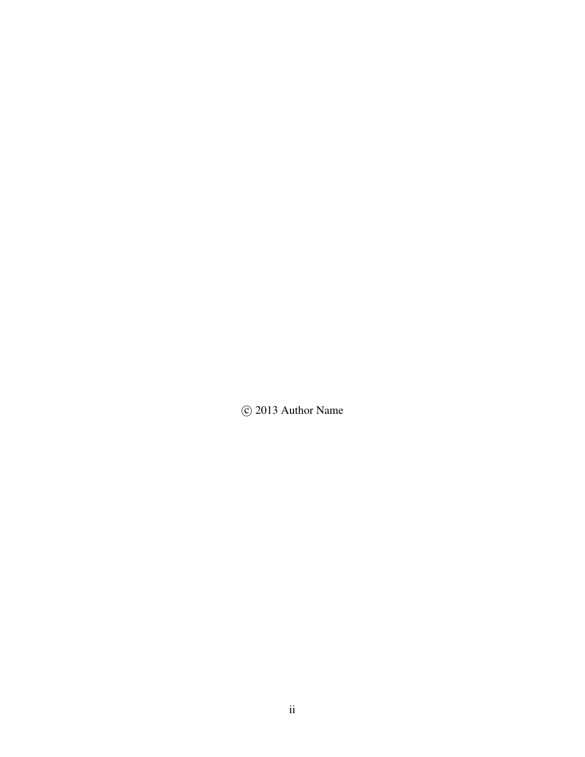© 2013 Author Name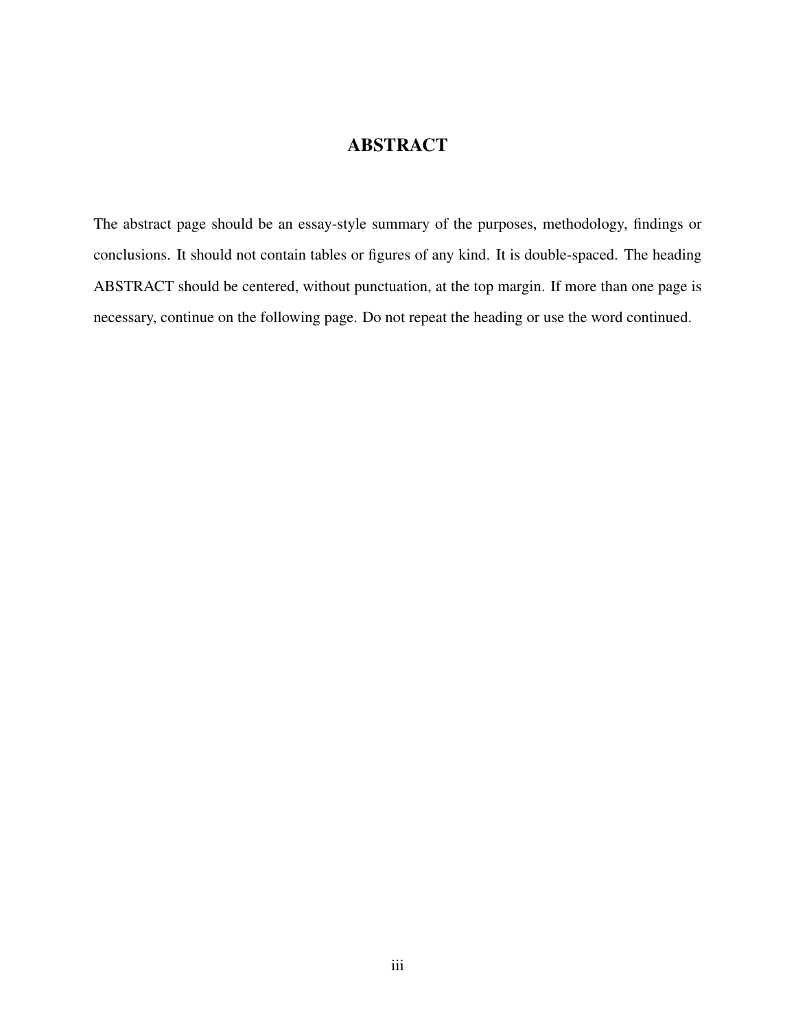# ABSTRACT

The abstract page should be an essay-style summary of the purposes, methodology, findings or conclusions. It should not contain tables or figures of any kind. It is double-spaced. The heading ABSTRACT should be centered, without punctuation, at the top margin. If more than one page is necessary, continue on the following page. Do not repeat the heading or use the word continued.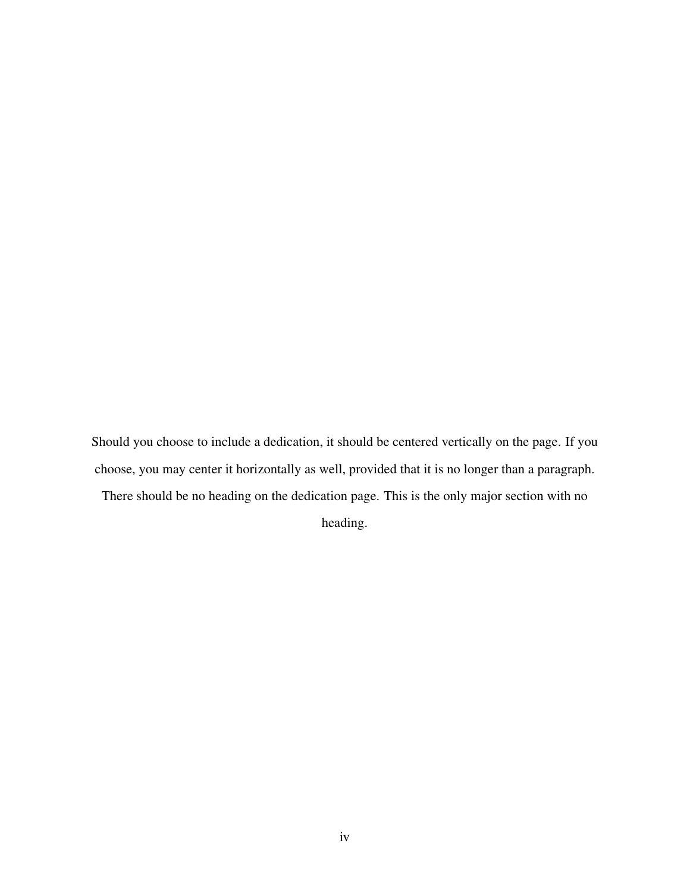Should you choose to include a dedication, it should be centered vertically on the page. If you choose, you may center it horizontally as well, provided that it is no longer than a paragraph. There should be no heading on the dedication page. This is the only major section with no heading.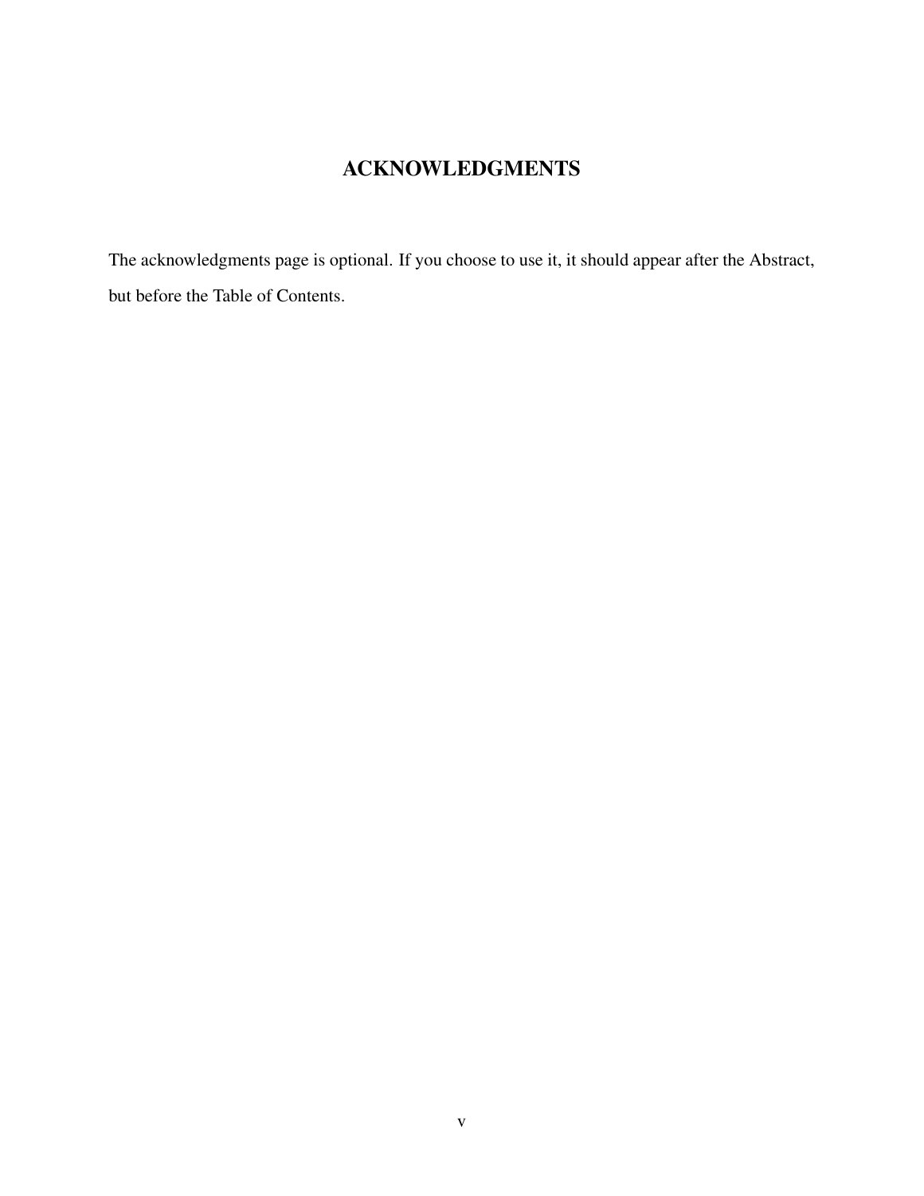# ACKNOWLEDGMENTS

The acknowledgments page is optional. If you choose to use it, it should appear after the Abstract, but before the Table of Contents.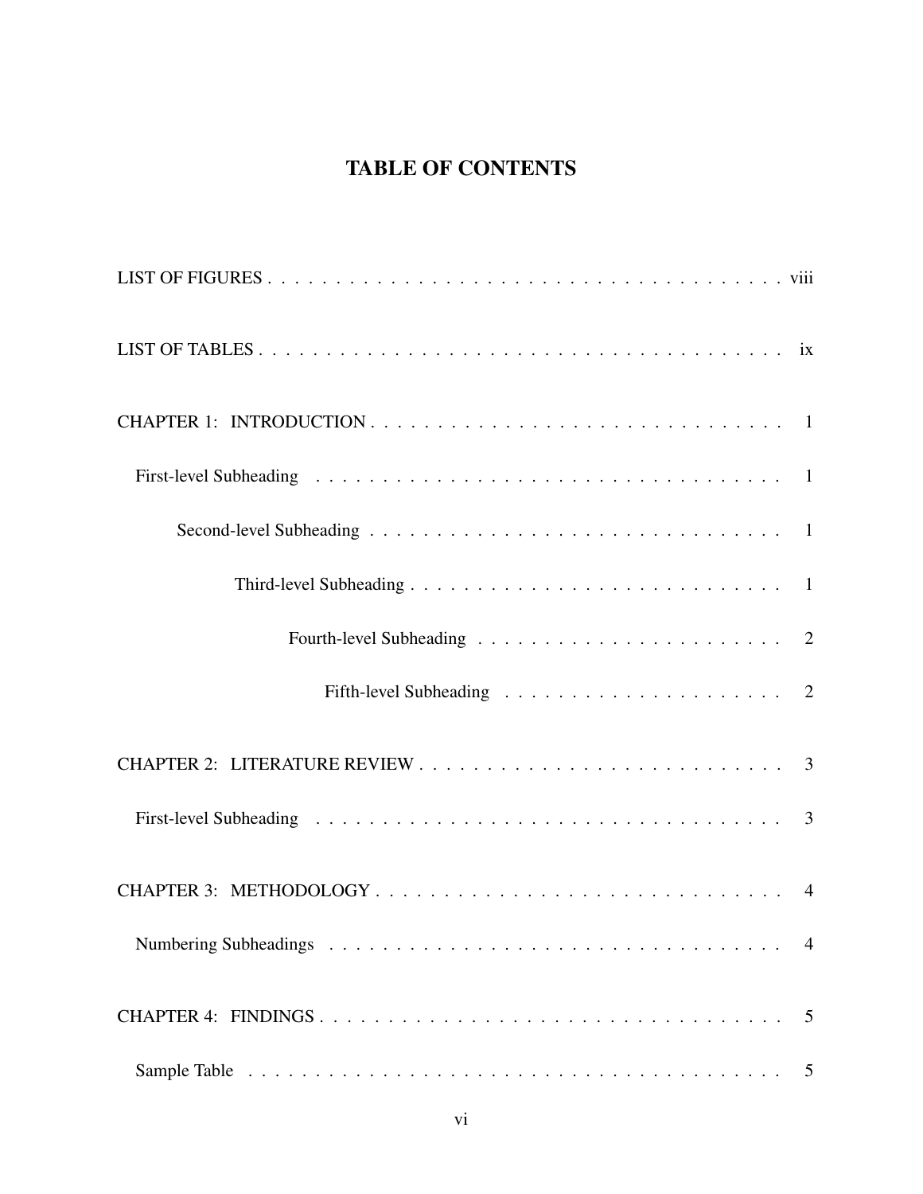# TABLE OF CONTENTS

LIST OF FIGURES . . . . . . . . . . . . . . . . . . . . . . . . . . . . . . . . . . . . . . . viii

LIST OF TABLES . . . . . . . . . . . . . . . . . . . . . . . . . . . . . . . . . . . . . . . ix

CHAPTER 1: INTRODUCTION . . . . . . . . . . . . . . . . . . . . . . . . . . . . . . . . 1

  First-level Subheading . . . . . . . . . . . . . . . . . . . . . . . . . . . . . . . . . . . 1

    Second-level Subheading . . . . . . . . . . . . . . . . . . . . . . . . . . . . . . . 1

      Third-level Subheading . . . . . . . . . . . . . . . . . . . . . . . . . . . . . 1

        Fourth-level Subheading . . . . . . . . . . . . . . . . . . . . . . . . . 2

          Fifth-level Subheading . . . . . . . . . . . . . . . . . . . . . . . 2

CHAPTER 2: LITERATURE REVIEW . . . . . . . . . . . . . . . . . . . . . . . . . . . . 3

  First-level Subheading . . . . . . . . . . . . . . . . . . . . . . . . . . . . . . . . . . . 3

CHAPTER 3: METHODOLOGY . . . . . . . . . . . . . . . . . . . . . . . . . . . . . . . . 4

  Numbering Subheadings . . . . . . . . . . . . . . . . . . . . . . . . . . . . . . . . . 4

CHAPTER 4: FINDINGS . . . . . . . . . . . . . . . . . . . . . . . . . . . . . . . . . . . 5

  Sample Table . . . . . . . . . . . . . . . . . . . . . . . . . . . . . . . . . . . . . . . 5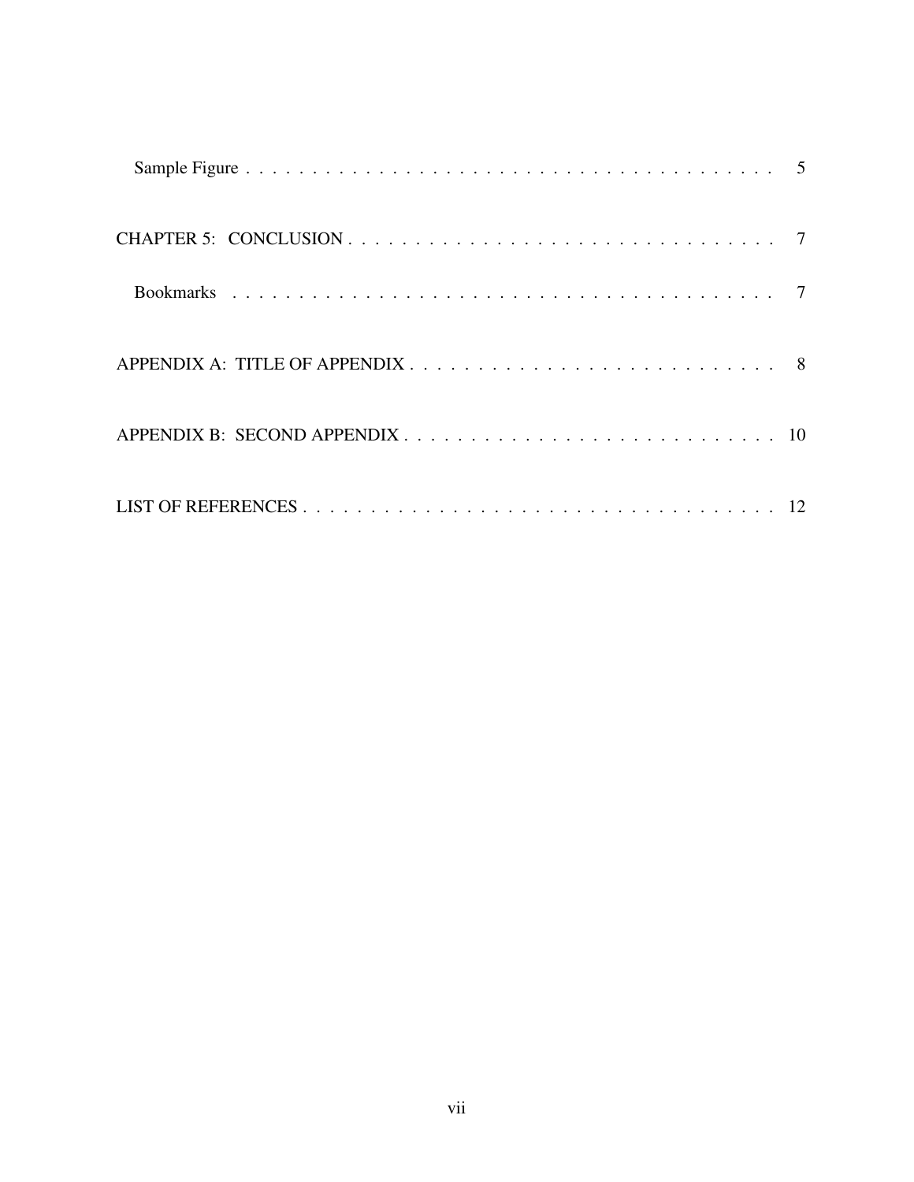Sample Figure . . . . . . . . . . . . . . . . . . . . . . . . . . . . . . . . . . . . . . . . 5

CHAPTER 5: CONCLUSION . . . . . . . . . . . . . . . . . . . . . . . . . . . . . . . . . 7

Bookmarks . . . . . . . . . . . . . . . . . . . . . . . . . . . . . . . . . . . . . . . . 7

APPENDIX A: TITLE OF APPENDIX . . . . . . . . . . . . . . . . . . . . . . . . . . . 8

APPENDIX B: SECOND APPENDIX . . . . . . . . . . . . . . . . . . . . . . . . . . . . 10

LIST OF REFERENCES . . . . . . . . . . . . . . . . . . . . . . . . . . . . . . . . . . 12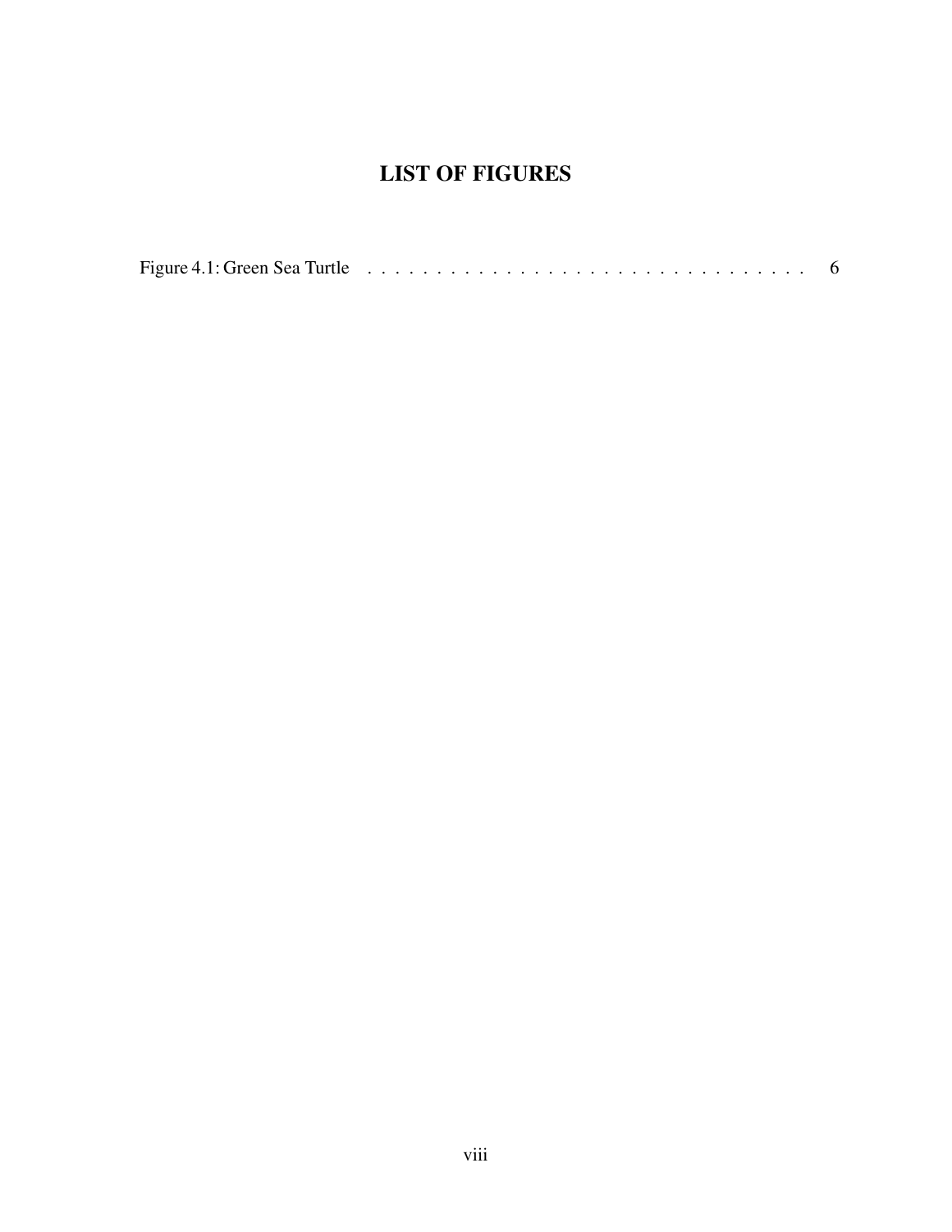# LIST OF FIGURES

Figure 4.1: Green Sea Turtle . . . . . . . . . . . . . . . . . . . . . . . . . . . . . . . . . 6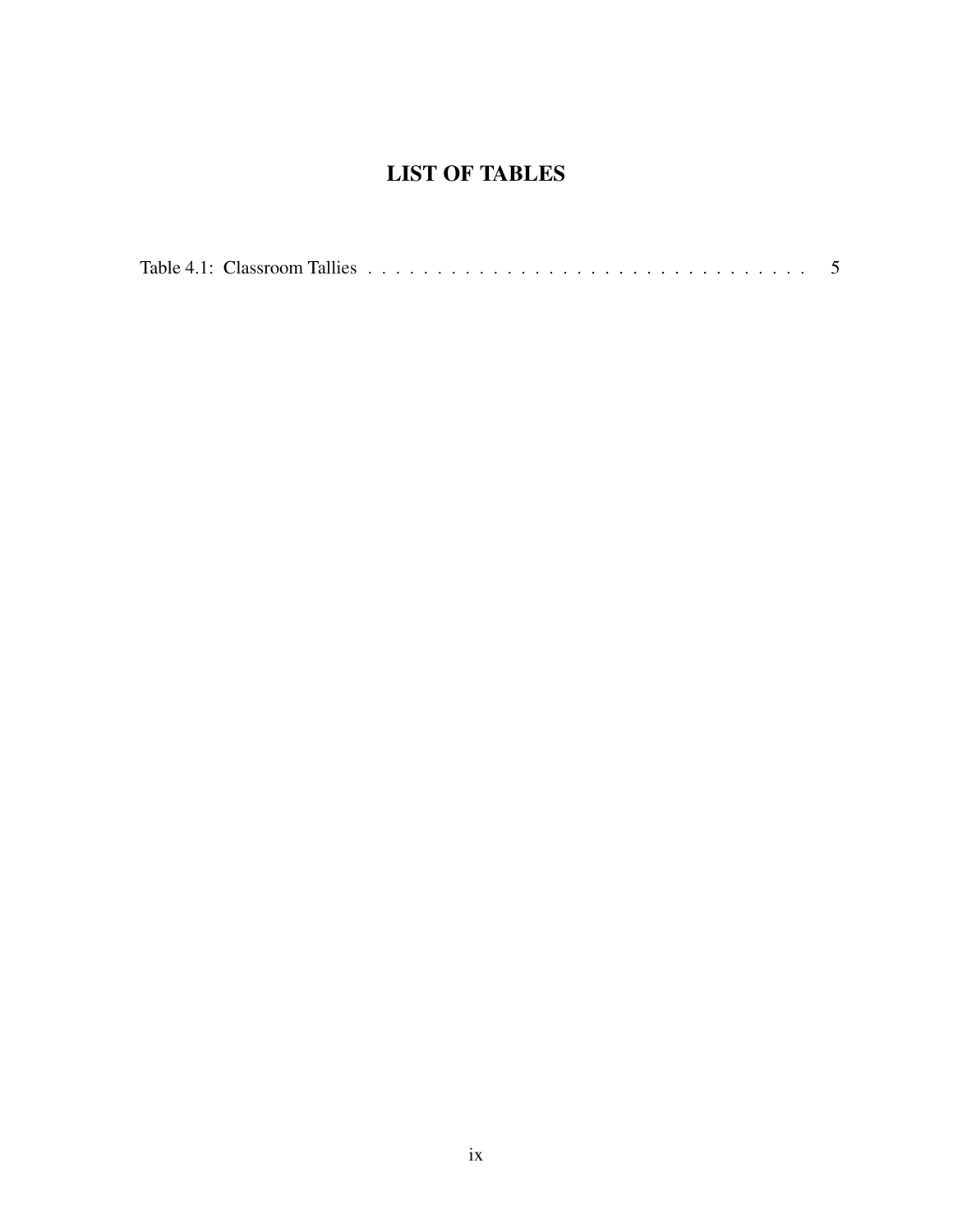# LIST OF TABLES

Table 4.1: Classroom Tallies . . . . . . . . . . . . . . . . . . . . . . . . . . . . . . . . . . 5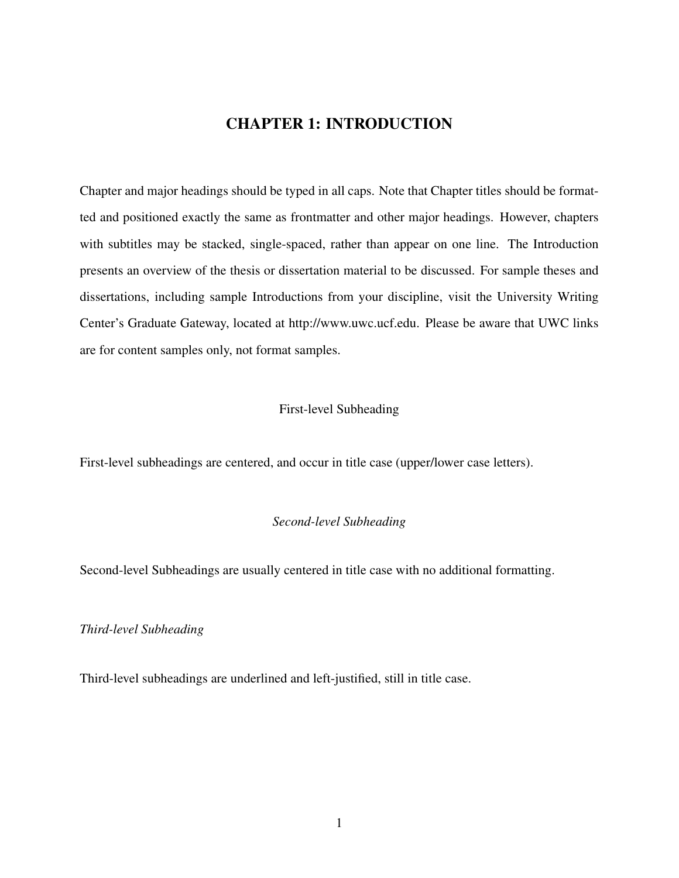# CHAPTER 1: INTRODUCTION

Chapter and major headings should be typed in all caps. Note that Chapter titles should be formatted and positioned exactly the same as frontmatter and other major headings. However, chapters with subtitles may be stacked, single-spaced, rather than appear on one line. The Introduction presents an overview of the thesis or dissertation material to be discussed. For sample theses and dissertations, including sample Introductions from your discipline, visit the University Writing Center's Graduate Gateway, located at http://www.uwc.ucf.edu. Please be aware that UWC links are for content samples only, not format samples.

## First-level Subheading

First-level subheadings are centered, and occur in title case (upper/lower case letters).

### *Second-level Subheading*

Second-level Subheadings are usually centered in title case with no additional formatting.

#### *Third-level Subheading*

Third-level subheadings are underlined and left-justified, still in title case.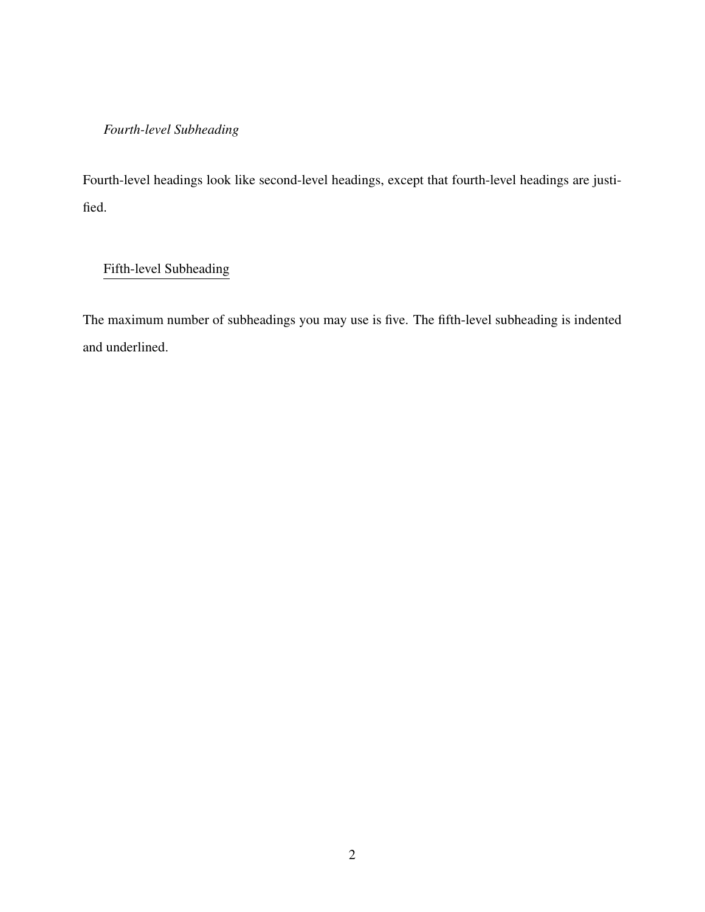#### *Fourth-level Subheading*

Fourth-level headings look like second-level headings, except that fourth-level headings are justified.

##### <u>Fifth-level Subheading</u>

The maximum number of subheadings you may use is five. The fifth-level subheading is indented and underlined.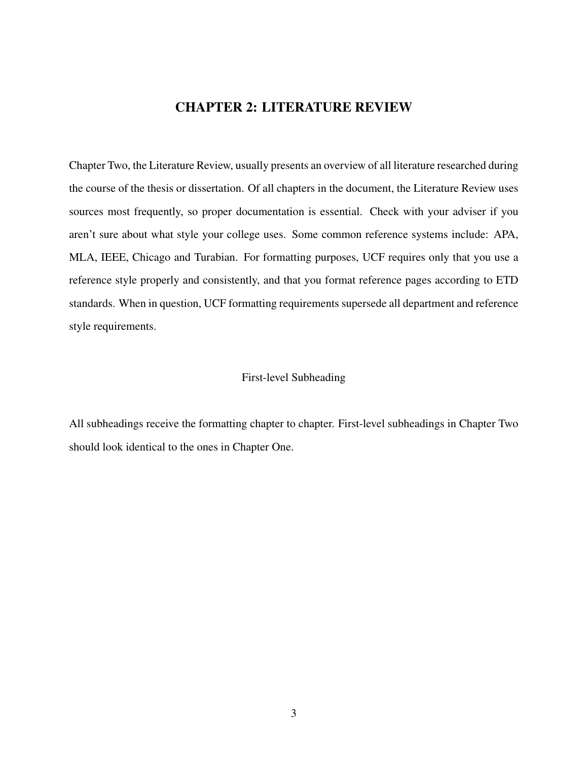# CHAPTER 2: LITERATURE REVIEW

Chapter Two, the Literature Review, usually presents an overview of all literature researched during the course of the thesis or dissertation. Of all chapters in the document, the Literature Review uses sources most frequently, so proper documentation is essential. Check with your adviser if you aren't sure about what style your college uses. Some common reference systems include: APA, MLA, IEEE, Chicago and Turabian. For formatting purposes, UCF requires only that you use a reference style properly and consistently, and that you format reference pages according to ETD standards. When in question, UCF formatting requirements supersede all department and reference style requirements.

## First-level Subheading

All subheadings receive the formatting chapter to chapter. First-level subheadings in Chapter Two should look identical to the ones in Chapter One.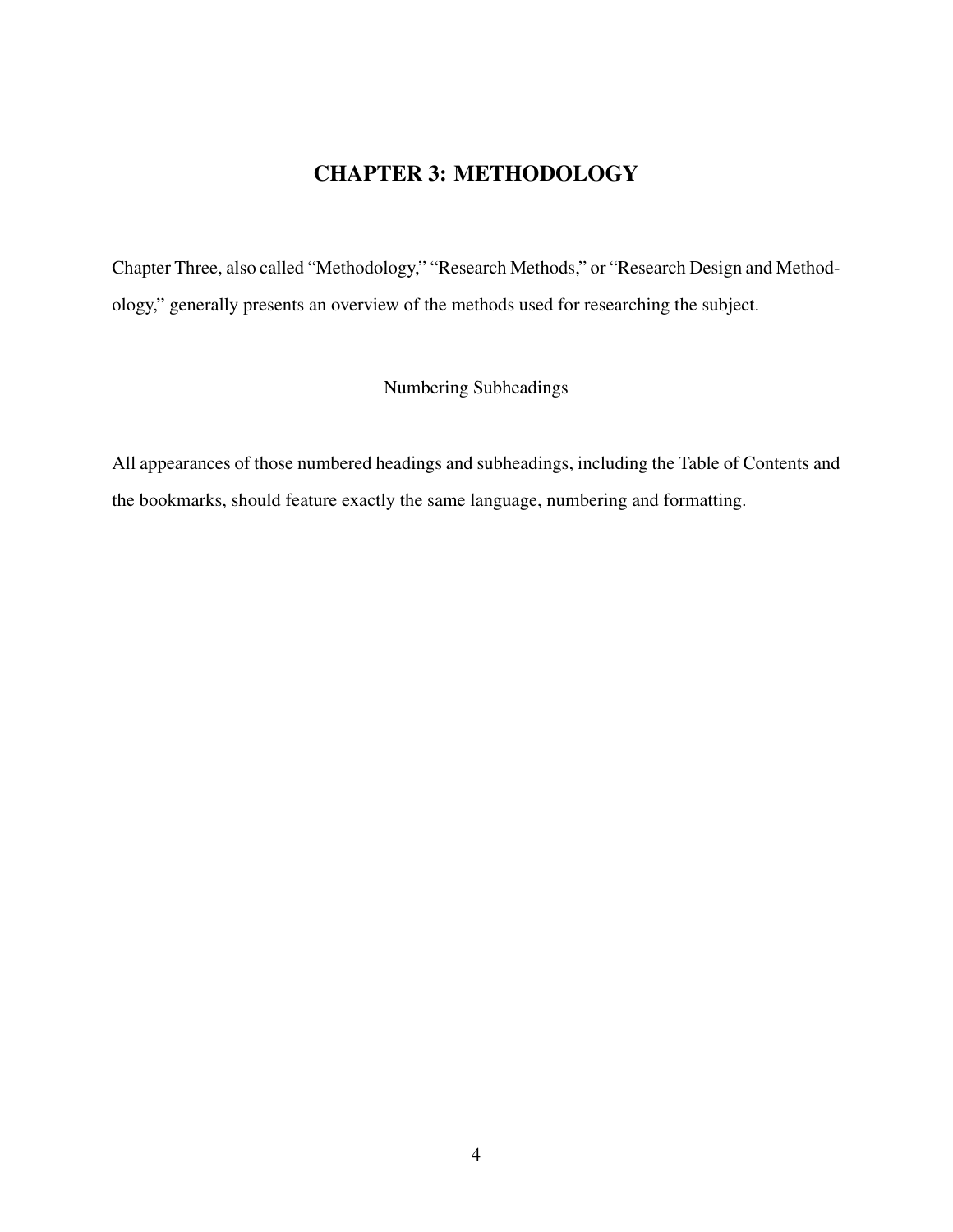# CHAPTER 3: METHODOLOGY

Chapter Three, also called “Methodology,” “Research Methods,” or “Research Design and Methodology,” generally presents an overview of the methods used for researching the subject.

## Numbering Subheadings

All appearances of those numbered headings and subheadings, including the Table of Contents and the bookmarks, should feature exactly the same language, numbering and formatting.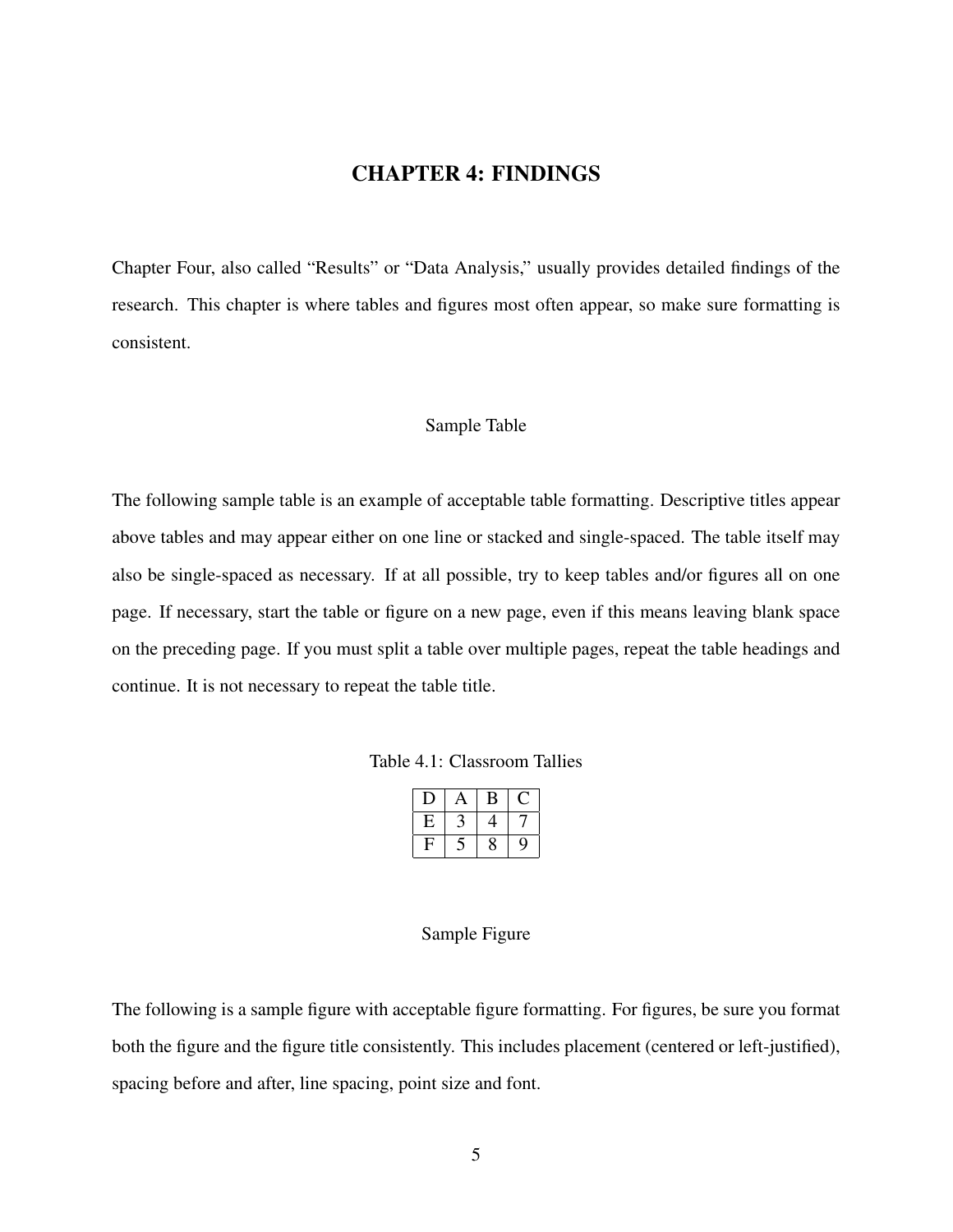# CHAPTER 4: FINDINGS

Chapter Four, also called “Results” or “Data Analysis,” usually provides detailed findings of the research. This chapter is where tables and figures most often appear, so make sure formatting is consistent.

## Sample Table

The following sample table is an example of acceptable table formatting. Descriptive titles appear above tables and may appear either on one line or stacked and single-spaced. The table itself may also be single-spaced as necessary. If at all possible, try to keep tables and/or figures all on one page. If necessary, start the table or figure on a new page, even if this means leaving blank space on the preceding page. If you must split a table over multiple pages, repeat the table headings and continue. It is not necessary to repeat the table title.

Table 4.1: Classroom Tallies

| D | A | B | C |
|---|---|---|---|
| E | 3 | 4 | 7 |
| F | 5 | 8 | 9 |

## Sample Figure

The following is a sample figure with acceptable figure formatting. For figures, be sure you format both the figure and the figure title consistently. This includes placement (centered or left-justified), spacing before and after, line spacing, point size and font.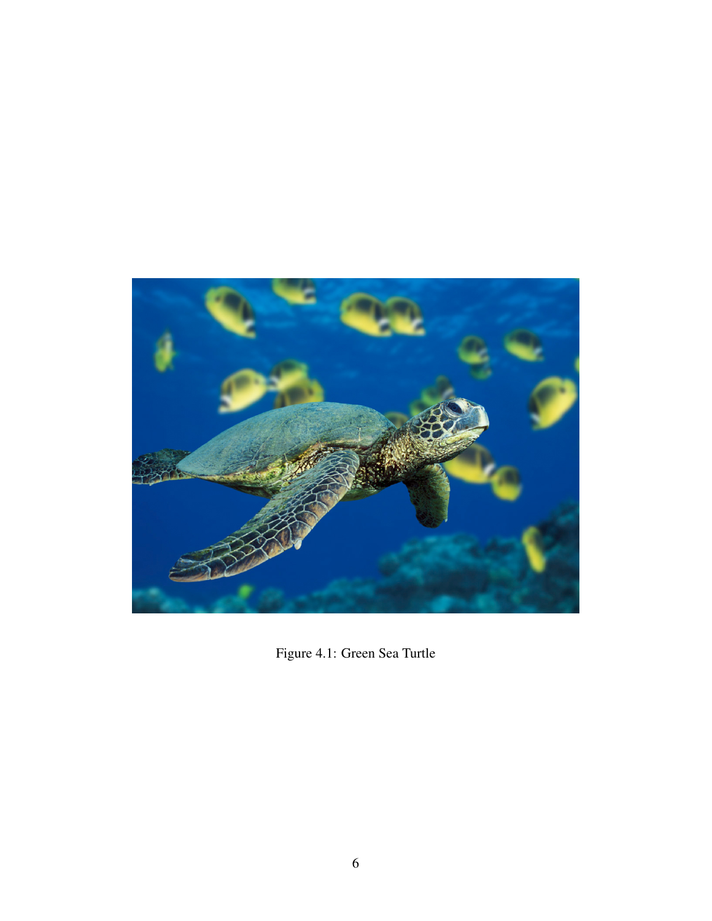Figure 4.1: Green Sea Turtle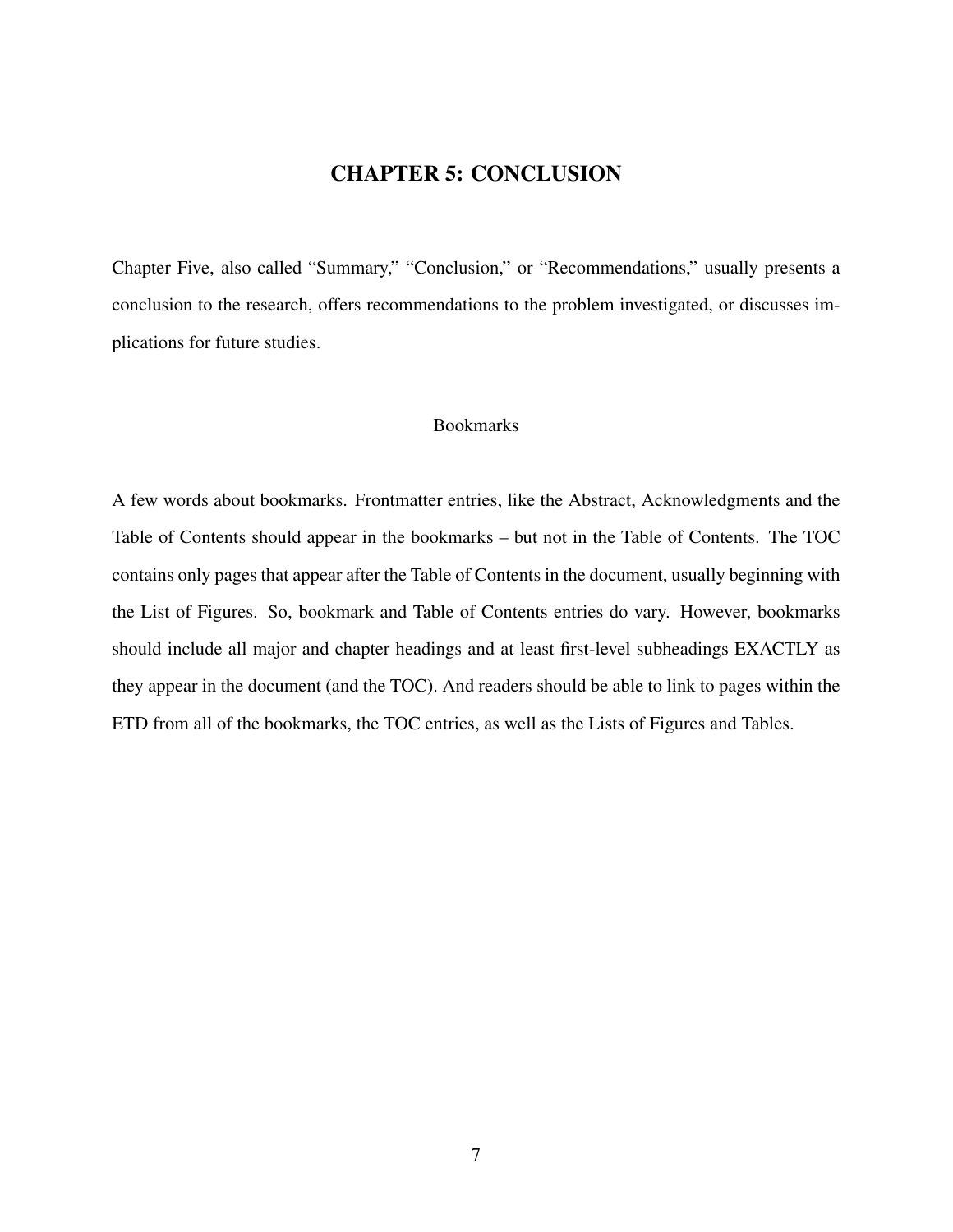# CHAPTER 5: CONCLUSION

Chapter Five, also called “Summary,” “Conclusion,” or “Recommendations,” usually presents a conclusion to the research, offers recommendations to the problem investigated, or discusses implications for future studies.

## Bookmarks

A few words about bookmarks. Frontmatter entries, like the Abstract, Acknowledgments and the Table of Contents should appear in the bookmarks – but not in the Table of Contents. The TOC contains only pages that appear after the Table of Contents in the document, usually beginning with the List of Figures. So, bookmark and Table of Contents entries do vary. However, bookmarks should include all major and chapter headings and at least first-level subheadings EXACTLY as they appear in the document (and the TOC). And readers should be able to link to pages within the ETD from all of the bookmarks, the TOC entries, as well as the Lists of Figures and Tables.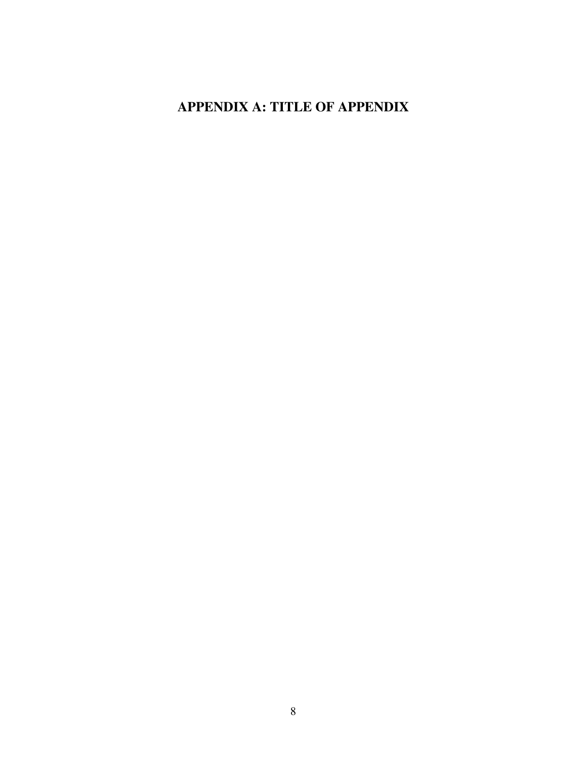# APPENDIX A: TITLE OF APPENDIX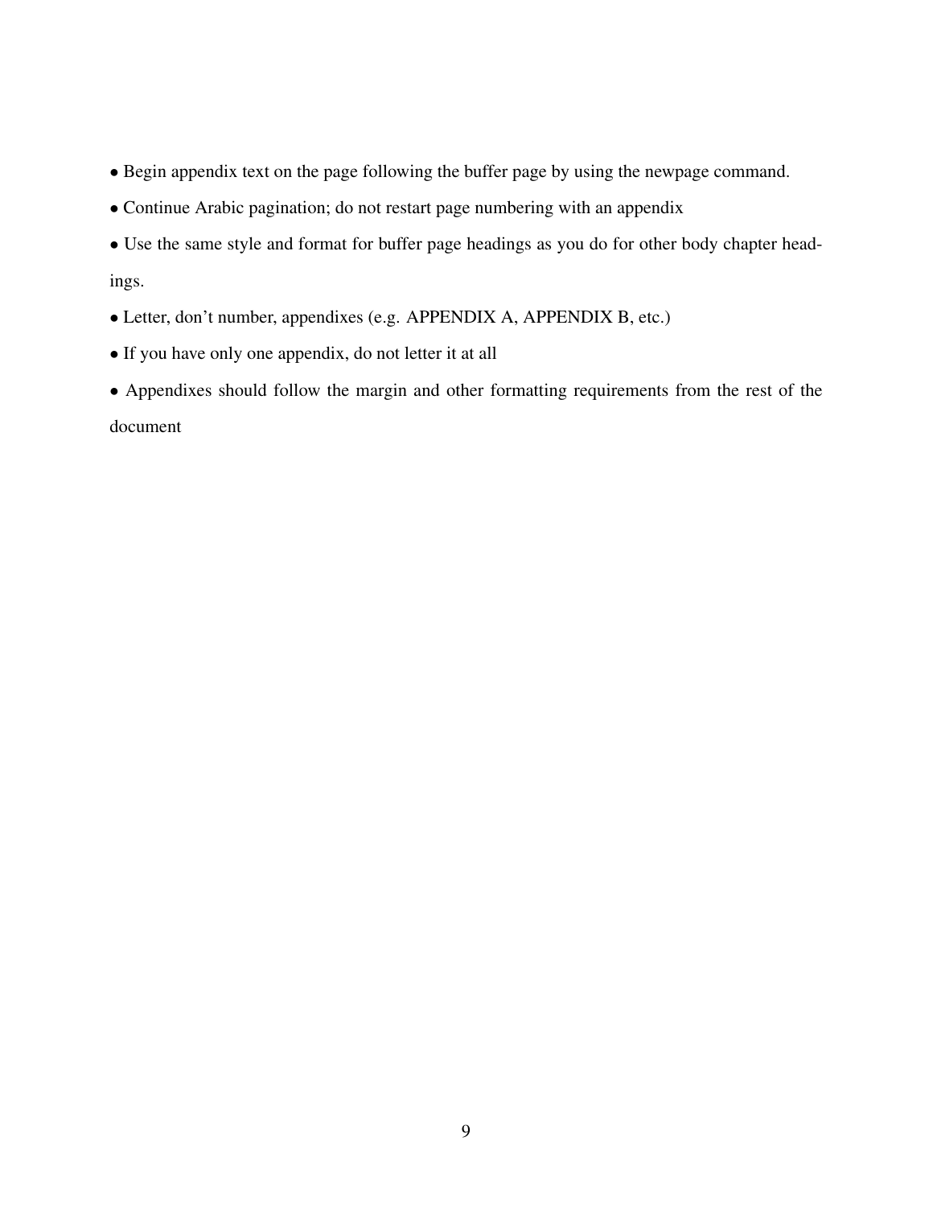- Begin appendix text on the page following the buffer page by using the newpage command.
- Continue Arabic pagination; do not restart page numbering with an appendix
- Use the same style and format for buffer page headings as you do for other body chapter headings.
- Letter, don't number, appendixes (e.g. APPENDIX A, APPENDIX B, etc.)
- If you have only one appendix, do not letter it at all
- Appendixes should follow the margin and other formatting requirements from the rest of the document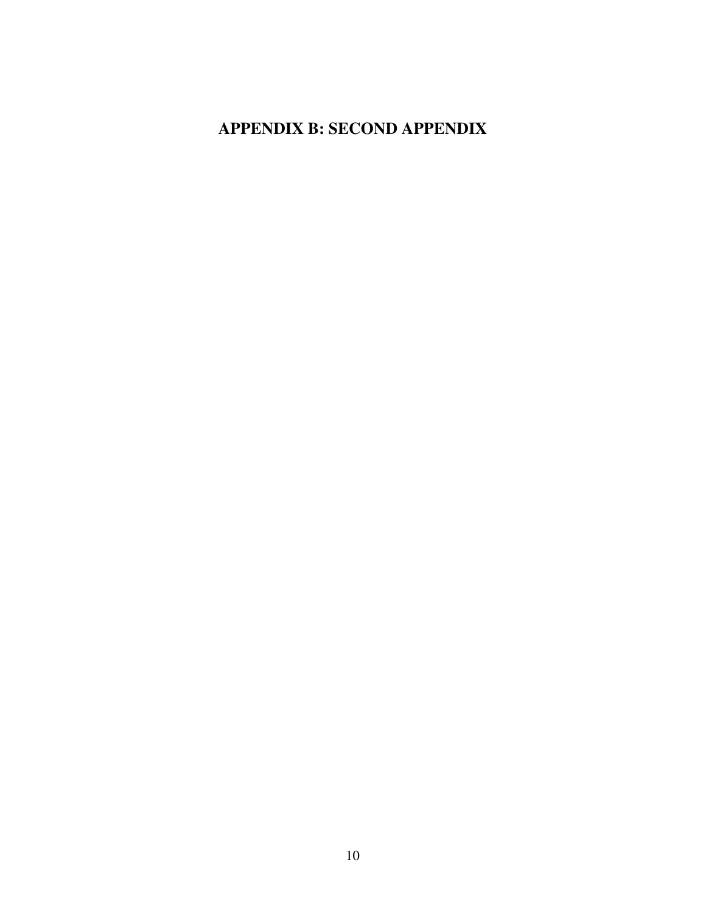# APPENDIX B: SECOND APPENDIX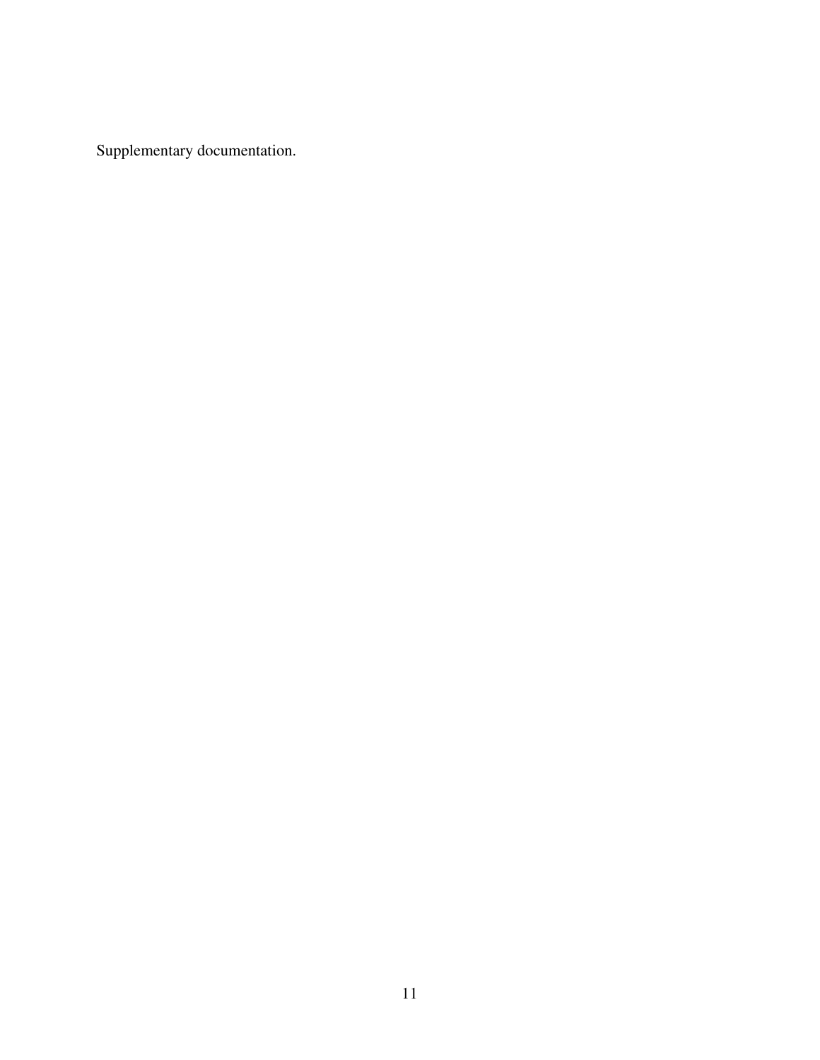Supplementary documentation.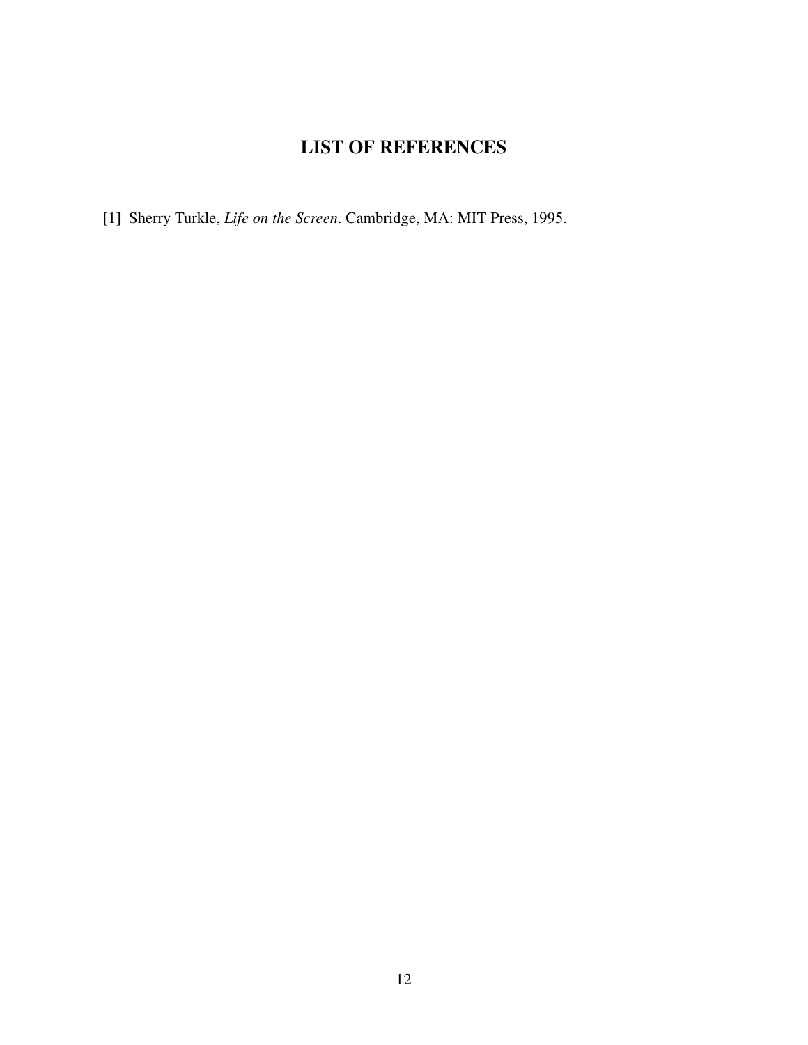# LIST OF REFERENCES

[1] Sherry Turkle, *Life on the Screen*. Cambridge, MA: MIT Press, 1995.